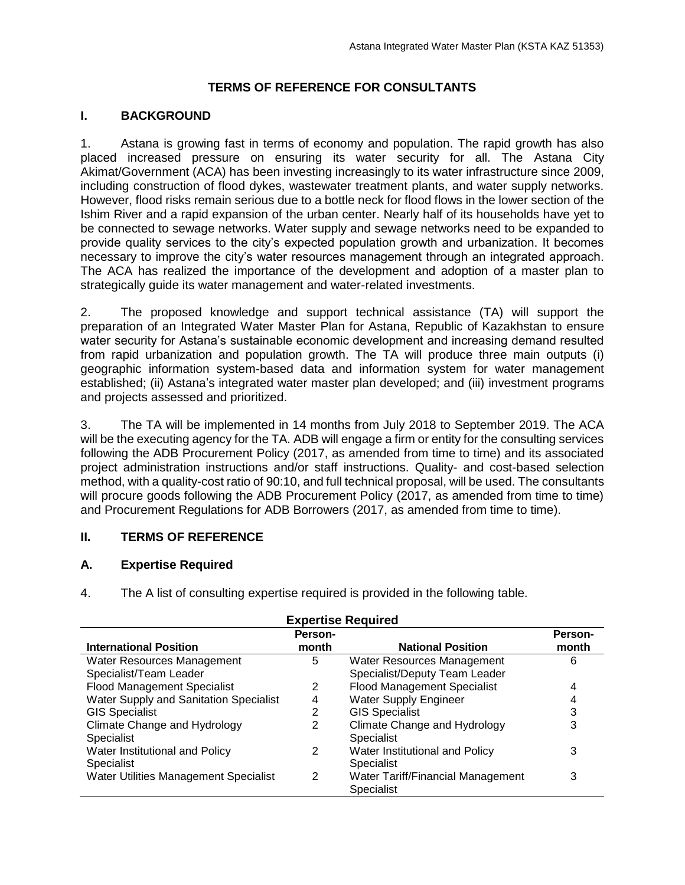# TERMS OF REFERENCE FOR CONSULTANTS

## I. BACKGROUND

1. Astana is growing fast in terms of economy and population. The rapid growth has also placed increased pressure on ensuring its water security for all. The Astana City Akimat/Government (ACA) has been investing increasingly to its water infrastructure since 2009, including construction of flood dykes, wastewater treatment plants, and water supply networks. However, flood risks remain serious due to a bottle neck for flood flows in the lower section of the Ishim River and a rapid expansion of the urban center. Nearly half of its households have yet to be connected to sewage networks. Water supply and sewage networks need to be expanded to provide quality services to the city's expected population growth and urbanization. It becomes necessary to improve the city's water resources management through an integrated approach. The ACA has realized the importance of the development and adoption of a master plan to strategically guide its water management and water-related investments.

2. The proposed knowledge and support technical assistance (TA) will support the preparation of an Integrated Water Master Plan for Astana, Republic of Kazakhstan to ensure water security for Astana's sustainable economic development and increasing demand resulted from rapid urbanization and population growth. The TA will produce three main outputs (i) geographic information system-based data and information system for water management established; (ii) Astana's integrated water master plan developed; and (iii) investment programs and projects assessed and prioritized.

3. The TA will be implemented in 14 months from July 2018 to September 2019. The ACA will be the executing agency for the TA. ADB will engage a firm or entity for the consulting services following the ADB Procurement Policy (2017, as amended from time to time) and its associated project administration instructions and/or staff instructions. Quality- and cost-based selection method, with a quality-cost ratio of 90:10, and full technical proposal, will be used. The consultants will procure goods following the ADB Procurement Policy (2017, as amended from time to time) and Procurement Regulations for ADB Borrowers (2017, as amended from time to time).

## II. TERMS OF REFERENCE

### A. Expertise Required

4. The A list of consulting expertise required is provided in the following table.

**Expertise Required**

| International Position | Person-month | National Position | Person-month |
|---|---|---|---|
| Water Resources Management Specialist/Team Leader | 5 | Water Resources Management Specialist/Deputy Team Leader | 6 |
| Flood Management Specialist | 2 | Flood Management Specialist | 4 |
| Water Supply and Sanitation Specialist | 4 | Water Supply Engineer | 4 |
| GIS Specialist | 2 | GIS Specialist | 3 |
| Climate Change and Hydrology Specialist | 2 | Climate Change and Hydrology Specialist | 3 |
| Water Institutional and Policy Specialist | 2 | Water Institutional and Policy Specialist | 3 |
| Water Utilities Management Specialist | 2 | Water Tariff/Financial Management Specialist | 3 |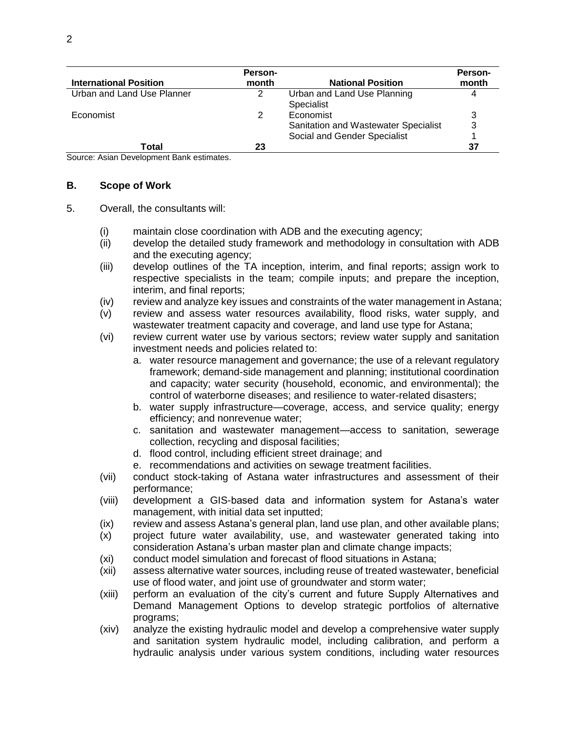| International Position | Person-month | National Position | Person-month |
|---|---|---|---|
| Urban and Land Use Planner | 2 | Urban and Land Use Planning Specialist | 4 |
| Economist | 2 | Economist | 3 |
| | | Sanitation and Wastewater Specialist | 3 |
| | | Social and Gender Specialist | 1 |
| **Total** | **23** | | **37** |

Source: Asian Development Bank estimates.

### B. Scope of Work

5. Overall, the consultants will:

(i) maintain close coordination with ADB and the executing agency;

(ii) develop the detailed study framework and methodology in consultation with ADB and the executing agency;

(iii) develop outlines of the TA inception, interim, and final reports; assign work to respective specialists in the team; compile inputs; and prepare the inception, interim, and final reports;

(iv) review and analyze key issues and constraints of the water management in Astana;

(v) review and assess water resources availability, flood risks, water supply, and wastewater treatment capacity and coverage, and land use type for Astana;

(vi) review current water use by various sectors; review water supply and sanitation investment needs and policies related to:

   a. water resource management and governance; the use of a relevant regulatory framework; demand-side management and planning; institutional coordination and capacity; water security (household, economic, and environmental); the control of waterborne diseases; and resilience to water-related disasters;
   b. water supply infrastructure—coverage, access, and service quality; energy efficiency; and nonrevenue water;
   c. sanitation and wastewater management—access to sanitation, sewerage collection, recycling and disposal facilities;
   d. flood control, including efficient street drainage; and
   e. recommendations and activities on sewage treatment facilities.

(vii) conduct stock-taking of Astana water infrastructures and assessment of their performance;

(viii) development a GIS-based data and information system for Astana's water management, with initial data set inputted;

(ix) review and assess Astana's general plan, land use plan, and other available plans;

(x) project future water availability, use, and wastewater generated taking into consideration Astana's urban master plan and climate change impacts;

(xi) conduct model simulation and forecast of flood situations in Astana;

(xii) assess alternative water sources, including reuse of treated wastewater, beneficial use of flood water, and joint use of groundwater and storm water;

(xiii) perform an evaluation of the city's current and future Supply Alternatives and Demand Management Options to develop strategic portfolios of alternative programs;

(xiv) analyze the existing hydraulic model and develop a comprehensive water supply and sanitation system hydraulic model, including calibration, and perform a hydraulic analysis under various system conditions, including water resources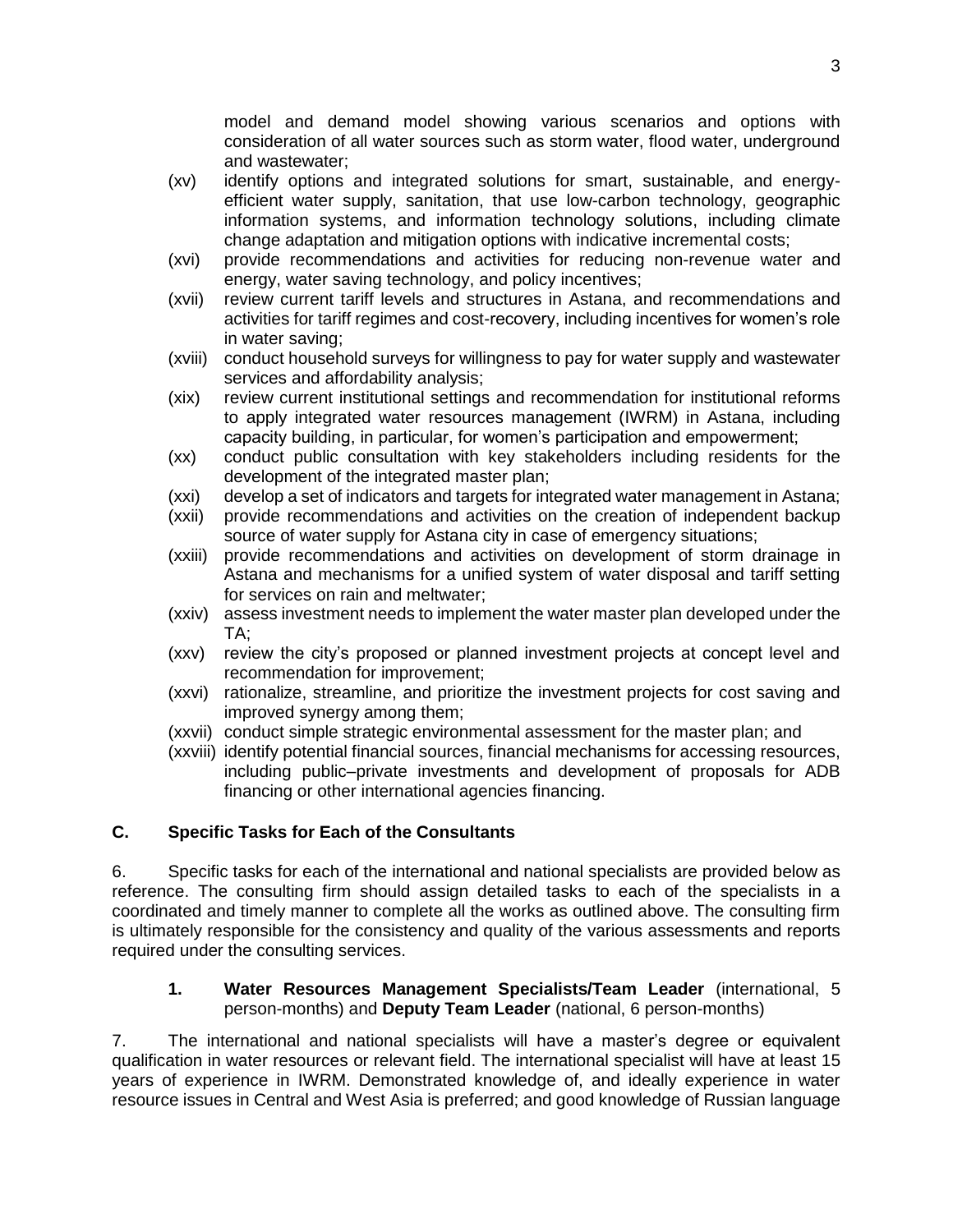model and demand model showing various scenarios and options with consideration of all water sources such as storm water, flood water, underground and wastewater;

(xv) identify options and integrated solutions for smart, sustainable, and energy-efficient water supply, sanitation, that use low-carbon technology, geographic information systems, and information technology solutions, including climate change adaptation and mitigation options with indicative incremental costs;

(xvi) provide recommendations and activities for reducing non-revenue water and energy, water saving technology, and policy incentives;

(xvii) review current tariff levels and structures in Astana, and recommendations and activities for tariff regimes and cost-recovery, including incentives for women's role in water saving;

(xviii) conduct household surveys for willingness to pay for water supply and wastewater services and affordability analysis;

(xix) review current institutional settings and recommendation for institutional reforms to apply integrated water resources management (IWRM) in Astana, including capacity building, in particular, for women's participation and empowerment;

(xx) conduct public consultation with key stakeholders including residents for the development of the integrated master plan;

(xxi) develop a set of indicators and targets for integrated water management in Astana;

(xxii) provide recommendations and activities on the creation of independent backup source of water supply for Astana city in case of emergency situations;

(xxiii) provide recommendations and activities on development of storm drainage in Astana and mechanisms for a unified system of water disposal and tariff setting for services on rain and meltwater;

(xxiv) assess investment needs to implement the water master plan developed under the TA;

(xxv) review the city's proposed or planned investment projects at concept level and recommendation for improvement;

(xxvi) rationalize, streamline, and prioritize the investment projects for cost saving and improved synergy among them;

(xxvii) conduct simple strategic environmental assessment for the master plan; and

(xxviii) identify potential financial sources, financial mechanisms for accessing resources, including public–private investments and development of proposals for ADB financing or other international agencies financing.

## C. Specific Tasks for Each of the Consultants

6. Specific tasks for each of the international and national specialists are provided below as reference. The consulting firm should assign detailed tasks to each of the specialists in a coordinated and timely manner to complete all the works as outlined above. The consulting firm is ultimately responsible for the consistency and quality of the various assessments and reports required under the consulting services.

### 1. **Water Resources Management Specialists/Team Leader** (international, 5 person-months) and **Deputy Team Leader** (national, 6 person-months)

7. The international and national specialists will have a master's degree or equivalent qualification in water resources or relevant field. The international specialist will have at least 15 years of experience in IWRM. Demonstrated knowledge of, and ideally experience in water resource issues in Central and West Asia is preferred; and good knowledge of Russian language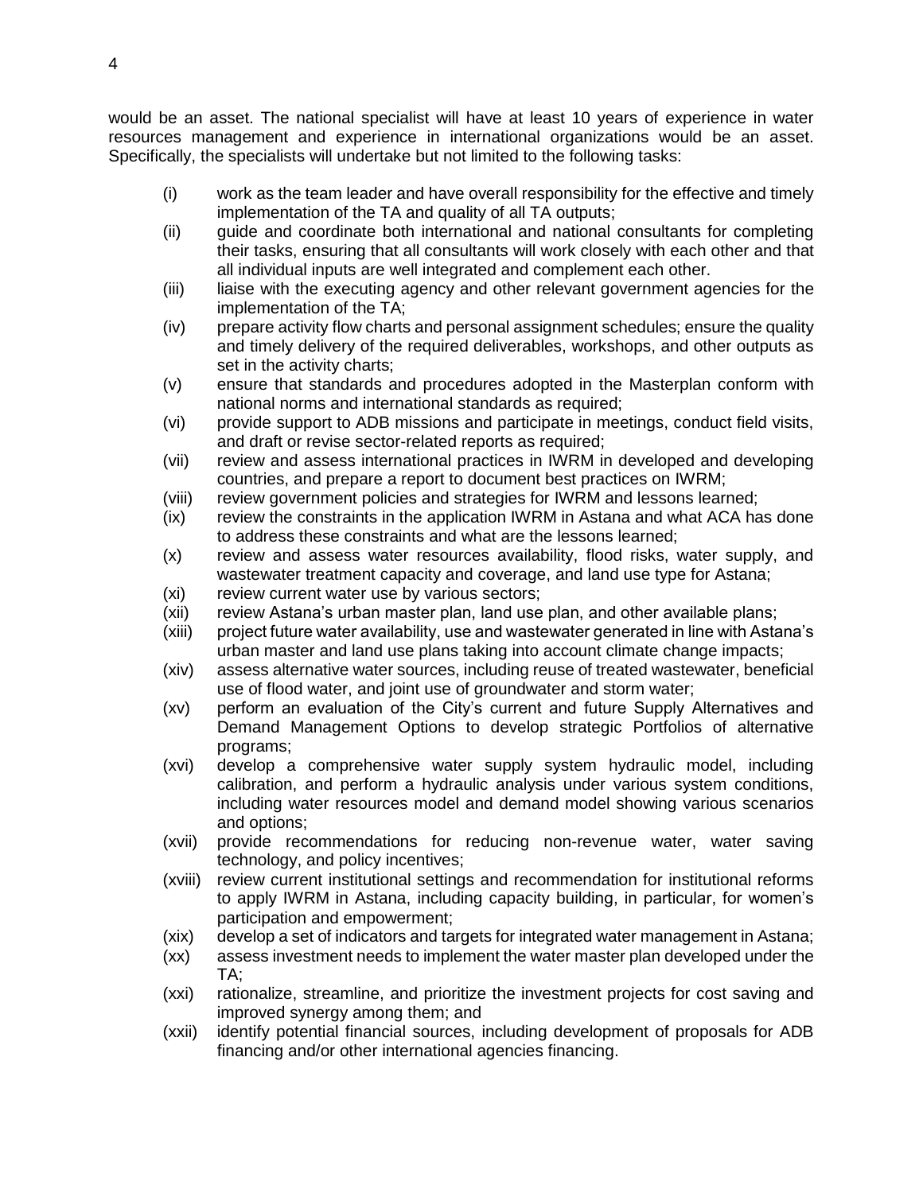would be an asset. The national specialist will have at least 10 years of experience in water resources management and experience in international organizations would be an asset. Specifically, the specialists will undertake but not limited to the following tasks:

- (i) work as the team leader and have overall responsibility for the effective and timely implementation of the TA and quality of all TA outputs;
- (ii) guide and coordinate both international and national consultants for completing their tasks, ensuring that all consultants will work closely with each other and that all individual inputs are well integrated and complement each other.
- (iii) liaise with the executing agency and other relevant government agencies for the implementation of the TA;
- (iv) prepare activity flow charts and personal assignment schedules; ensure the quality and timely delivery of the required deliverables, workshops, and other outputs as set in the activity charts;
- (v) ensure that standards and procedures adopted in the Masterplan conform with national norms and international standards as required;
- (vi) provide support to ADB missions and participate in meetings, conduct field visits, and draft or revise sector-related reports as required;
- (vii) review and assess international practices in IWRM in developed and developing countries, and prepare a report to document best practices on IWRM;
- (viii) review government policies and strategies for IWRM and lessons learned;
- (ix) review the constraints in the application IWRM in Astana and what ACA has done to address these constraints and what are the lessons learned;
- (x) review and assess water resources availability, flood risks, water supply, and wastewater treatment capacity and coverage, and land use type for Astana;
- (xi) review current water use by various sectors;
- (xii) review Astana's urban master plan, land use plan, and other available plans;
- (xiii) project future water availability, use and wastewater generated in line with Astana's urban master and land use plans taking into account climate change impacts;
- (xiv) assess alternative water sources, including reuse of treated wastewater, beneficial use of flood water, and joint use of groundwater and storm water;
- (xv) perform an evaluation of the City's current and future Supply Alternatives and Demand Management Options to develop strategic Portfolios of alternative programs;
- (xvi) develop a comprehensive water supply system hydraulic model, including calibration, and perform a hydraulic analysis under various system conditions, including water resources model and demand model showing various scenarios and options;
- (xvii) provide recommendations for reducing non-revenue water, water saving technology, and policy incentives;
- (xviii) review current institutional settings and recommendation for institutional reforms to apply IWRM in Astana, including capacity building, in particular, for women's participation and empowerment;
- (xix) develop a set of indicators and targets for integrated water management in Astana;
- (xx) assess investment needs to implement the water master plan developed under the TA;
- (xxi) rationalize, streamline, and prioritize the investment projects for cost saving and improved synergy among them; and
- (xxii) identify potential financial sources, including development of proposals for ADB financing and/or other international agencies financing.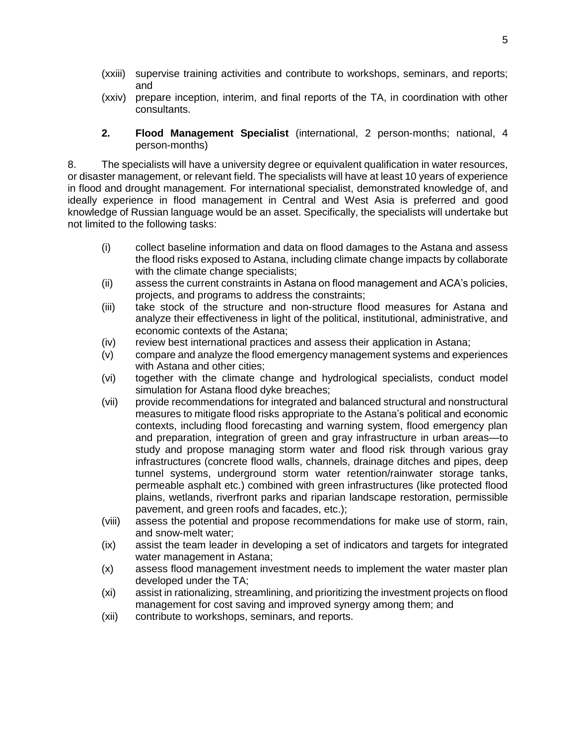(xxiii) supervise training activities and contribute to workshops, seminars, and reports; and

(xxiv) prepare inception, interim, and final reports of the TA, in coordination with other consultants.

**2. Flood Management Specialist** (international, 2 person-months; national, 4 person-months)

8. The specialists will have a university degree or equivalent qualification in water resources, or disaster management, or relevant field. The specialists will have at least 10 years of experience in flood and drought management. For international specialist, demonstrated knowledge of, and ideally experience in flood management in Central and West Asia is preferred and good knowledge of Russian language would be an asset. Specifically, the specialists will undertake but not limited to the following tasks:

(i) collect baseline information and data on flood damages to the Astana and assess the flood risks exposed to Astana, including climate change impacts by collaborate with the climate change specialists;

(ii) assess the current constraints in Astana on flood management and ACA's policies, projects, and programs to address the constraints;

(iii) take stock of the structure and non-structure flood measures for Astana and analyze their effectiveness in light of the political, institutional, administrative, and economic contexts of the Astana;

(iv) review best international practices and assess their application in Astana;

(v) compare and analyze the flood emergency management systems and experiences with Astana and other cities;

(vi) together with the climate change and hydrological specialists, conduct model simulation for Astana flood dyke breaches;

(vii) provide recommendations for integrated and balanced structural and nonstructural measures to mitigate flood risks appropriate to the Astana's political and economic contexts, including flood forecasting and warning system, flood emergency plan and preparation, integration of green and gray infrastructure in urban areas—to study and propose managing storm water and flood risk through various gray infrastructures (concrete flood walls, channels, drainage ditches and pipes, deep tunnel systems, underground storm water retention/rainwater storage tanks, permeable asphalt etc.) combined with green infrastructures (like protected flood plains, wetlands, riverfront parks and riparian landscape restoration, permissible pavement, and green roofs and facades, etc.);

(viii) assess the potential and propose recommendations for make use of storm, rain, and snow-melt water;

(ix) assist the team leader in developing a set of indicators and targets for integrated water management in Astana;

(x) assess flood management investment needs to implement the water master plan developed under the TA;

(xi) assist in rationalizing, streamlining, and prioritizing the investment projects on flood management for cost saving and improved synergy among them; and

(xii) contribute to workshops, seminars, and reports.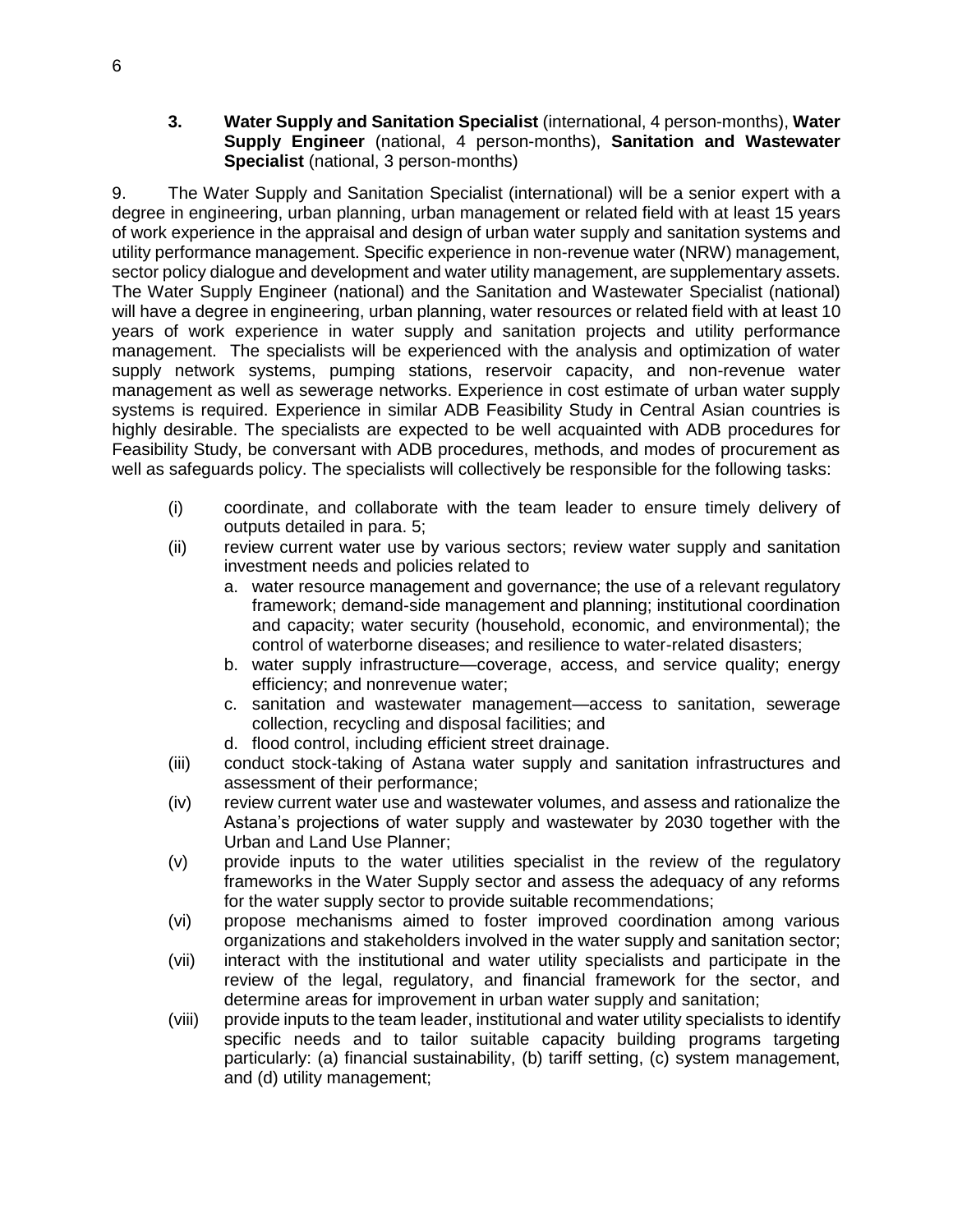**3. Water Supply and Sanitation Specialist** (international, 4 person-months), **Water Supply Engineer** (national, 4 person-months), **Sanitation and Wastewater Specialist** (national, 3 person-months)

9. The Water Supply and Sanitation Specialist (international) will be a senior expert with a degree in engineering, urban planning, urban management or related field with at least 15 years of work experience in the appraisal and design of urban water supply and sanitation systems and utility performance management. Specific experience in non-revenue water (NRW) management, sector policy dialogue and development and water utility management, are supplementary assets. The Water Supply Engineer (national) and the Sanitation and Wastewater Specialist (national) will have a degree in engineering, urban planning, water resources or related field with at least 10 years of work experience in water supply and sanitation projects and utility performance management. The specialists will be experienced with the analysis and optimization of water supply network systems, pumping stations, reservoir capacity, and non-revenue water management as well as sewerage networks. Experience in cost estimate of urban water supply systems is required. Experience in similar ADB Feasibility Study in Central Asian countries is highly desirable. The specialists are expected to be well acquainted with ADB procedures for Feasibility Study, be conversant with ADB procedures, methods, and modes of procurement as well as safeguards policy. The specialists will collectively be responsible for the following tasks:

(i) coordinate, and collaborate with the team leader to ensure timely delivery of outputs detailed in para. 5;

(ii) review current water use by various sectors; review water supply and sanitation investment needs and policies related to
   a. water resource management and governance; the use of a relevant regulatory framework; demand-side management and planning; institutional coordination and capacity; water security (household, economic, and environmental); the control of waterborne diseases; and resilience to water-related disasters;
   b. water supply infrastructure—coverage, access, and service quality; energy efficiency; and nonrevenue water;
   c. sanitation and wastewater management—access to sanitation, sewerage collection, recycling and disposal facilities; and
   d. flood control, including efficient street drainage.

(iii) conduct stock-taking of Astana water supply and sanitation infrastructures and assessment of their performance;

(iv) review current water use and wastewater volumes, and assess and rationalize the Astana's projections of water supply and wastewater by 2030 together with the Urban and Land Use Planner;

(v) provide inputs to the water utilities specialist in the review of the regulatory frameworks in the Water Supply sector and assess the adequacy of any reforms for the water supply sector to provide suitable recommendations;

(vi) propose mechanisms aimed to foster improved coordination among various organizations and stakeholders involved in the water supply and sanitation sector;

(vii) interact with the institutional and water utility specialists and participate in the review of the legal, regulatory, and financial framework for the sector, and determine areas for improvement in urban water supply and sanitation;

(viii) provide inputs to the team leader, institutional and water utility specialists to identify specific needs and to tailor suitable capacity building programs targeting particularly: (a) financial sustainability, (b) tariff setting, (c) system management, and (d) utility management;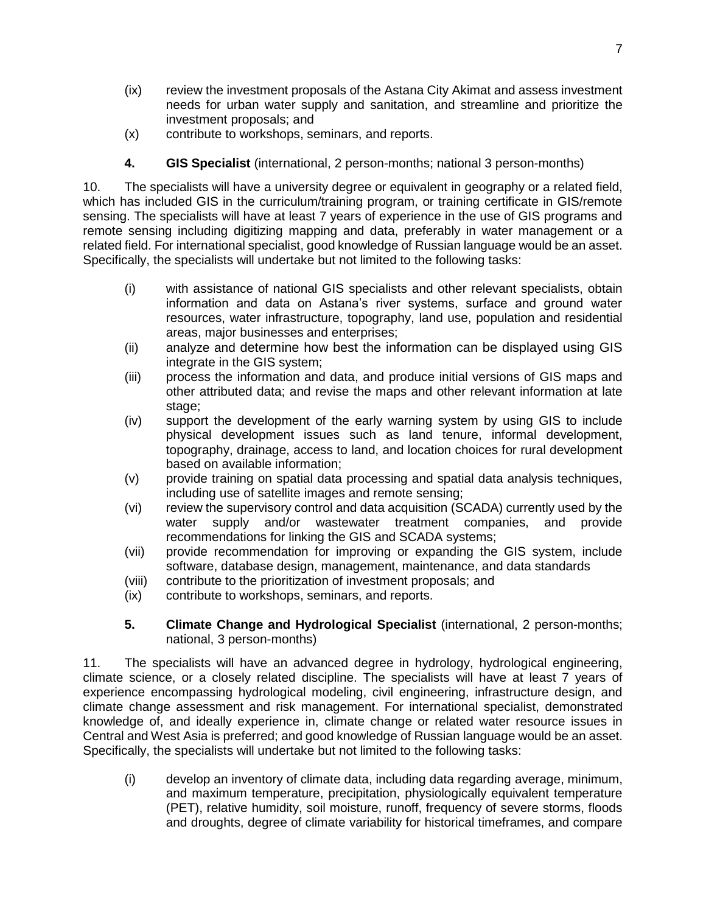(ix) review the investment proposals of the Astana City Akimat and assess investment needs for urban water supply and sanitation, and streamline and prioritize the investment proposals; and

(x) contribute to workshops, seminars, and reports.

**4. GIS Specialist** (international, 2 person-months; national 3 person-months)

10. The specialists will have a university degree or equivalent in geography or a related field, which has included GIS in the curriculum/training program, or training certificate in GIS/remote sensing. The specialists will have at least 7 years of experience in the use of GIS programs and remote sensing including digitizing mapping and data, preferably in water management or a related field. For international specialist, good knowledge of Russian language would be an asset. Specifically, the specialists will undertake but not limited to the following tasks:

(i) with assistance of national GIS specialists and other relevant specialists, obtain information and data on Astana's river systems, surface and ground water resources, water infrastructure, topography, land use, population and residential areas, major businesses and enterprises;

(ii) analyze and determine how best the information can be displayed using GIS integrate in the GIS system;

(iii) process the information and data, and produce initial versions of GIS maps and other attributed data; and revise the maps and other relevant information at late stage;

(iv) support the development of the early warning system by using GIS to include physical development issues such as land tenure, informal development, topography, drainage, access to land, and location choices for rural development based on available information;

(v) provide training on spatial data processing and spatial data analysis techniques, including use of satellite images and remote sensing;

(vi) review the supervisory control and data acquisition (SCADA) currently used by the water supply and/or wastewater treatment companies, and provide recommendations for linking the GIS and SCADA systems;

(vii) provide recommendation for improving or expanding the GIS system, include software, database design, management, maintenance, and data standards

(viii) contribute to the prioritization of investment proposals; and

(ix) contribute to workshops, seminars, and reports.

**5. Climate Change and Hydrological Specialist** (international, 2 person-months; national, 3 person-months)

11. The specialists will have an advanced degree in hydrology, hydrological engineering, climate science, or a closely related discipline. The specialists will have at least 7 years of experience encompassing hydrological modeling, civil engineering, infrastructure design, and climate change assessment and risk management. For international specialist, demonstrated knowledge of, and ideally experience in, climate change or related water resource issues in Central and West Asia is preferred; and good knowledge of Russian language would be an asset. Specifically, the specialists will undertake but not limited to the following tasks:

(i) develop an inventory of climate data, including data regarding average, minimum, and maximum temperature, precipitation, physiologically equivalent temperature (PET), relative humidity, soil moisture, runoff, frequency of severe storms, floods and droughts, degree of climate variability for historical timeframes, and compare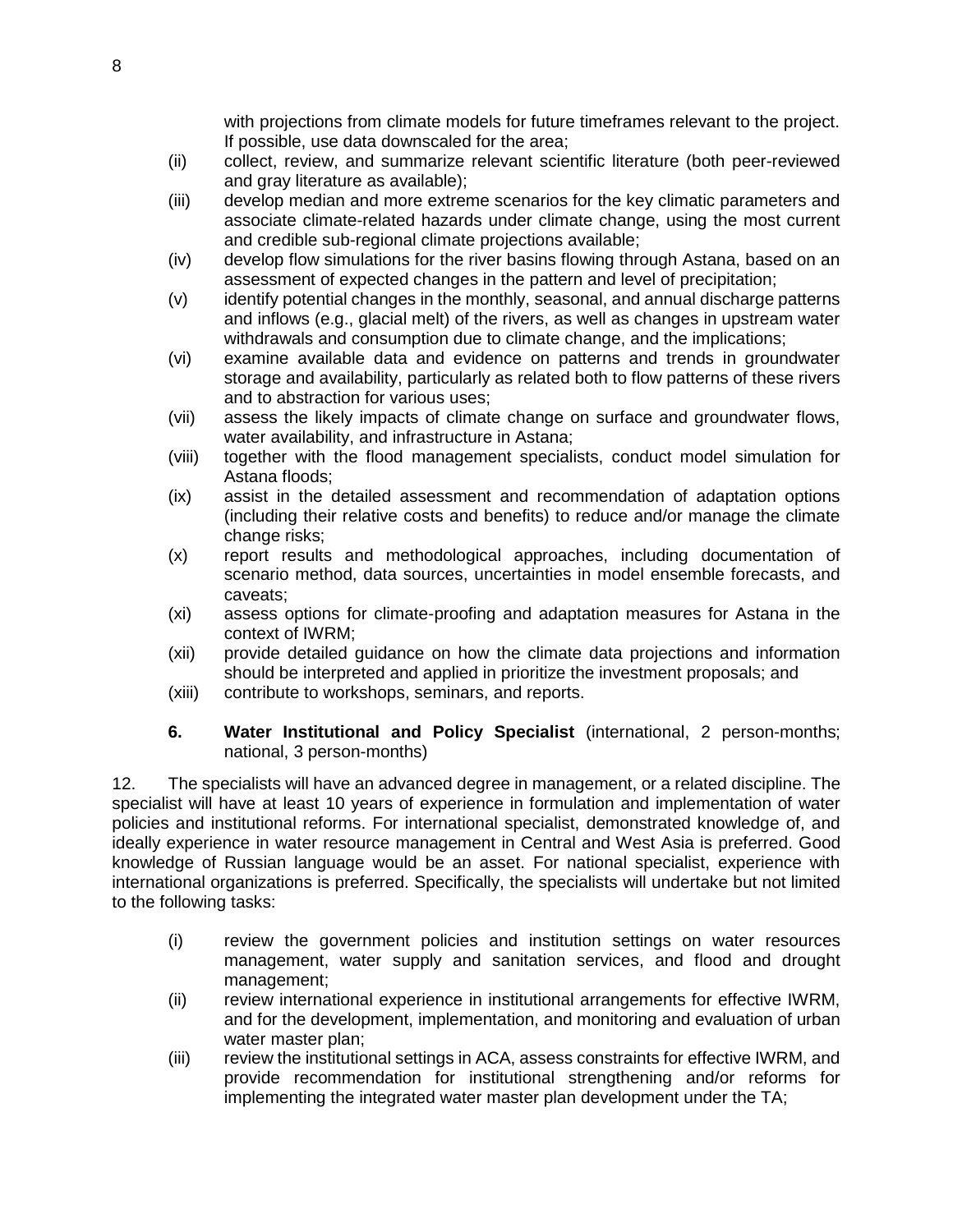with projections from climate models for future timeframes relevant to the project. If possible, use data downscaled for the area;

(ii) collect, review, and summarize relevant scientific literature (both peer-reviewed and gray literature as available);

(iii) develop median and more extreme scenarios for the key climatic parameters and associate climate-related hazards under climate change, using the most current and credible sub-regional climate projections available;

(iv) develop flow simulations for the river basins flowing through Astana, based on an assessment of expected changes in the pattern and level of precipitation;

(v) identify potential changes in the monthly, seasonal, and annual discharge patterns and inflows (e.g., glacial melt) of the rivers, as well as changes in upstream water withdrawals and consumption due to climate change, and the implications;

(vi) examine available data and evidence on patterns and trends in groundwater storage and availability, particularly as related both to flow patterns of these rivers and to abstraction for various uses;

(vii) assess the likely impacts of climate change on surface and groundwater flows, water availability, and infrastructure in Astana;

(viii) together with the flood management specialists, conduct model simulation for Astana floods;

(ix) assist in the detailed assessment and recommendation of adaptation options (including their relative costs and benefits) to reduce and/or manage the climate change risks;

(x) report results and methodological approaches, including documentation of scenario method, data sources, uncertainties in model ensemble forecasts, and caveats;

(xi) assess options for climate-proofing and adaptation measures for Astana in the context of IWRM;

(xii) provide detailed guidance on how the climate data projections and information should be interpreted and applied in prioritize the investment proposals; and

(xiii) contribute to workshops, seminars, and reports.

### 6. **Water Institutional and Policy Specialist** (international, 2 person-months; national, 3 person-months)

12. The specialists will have an advanced degree in management, or a related discipline. The specialist will have at least 10 years of experience in formulation and implementation of water policies and institutional reforms. For international specialist, demonstrated knowledge of, and ideally experience in water resource management in Central and West Asia is preferred. Good knowledge of Russian language would be an asset. For national specialist, experience with international organizations is preferred. Specifically, the specialists will undertake but not limited to the following tasks:

(i) review the government policies and institution settings on water resources management, water supply and sanitation services, and flood and drought management;

(ii) review international experience in institutional arrangements for effective IWRM, and for the development, implementation, and monitoring and evaluation of urban water master plan;

(iii) review the institutional settings in ACA, assess constraints for effective IWRM, and provide recommendation for institutional strengthening and/or reforms for implementing the integrated water master plan development under the TA;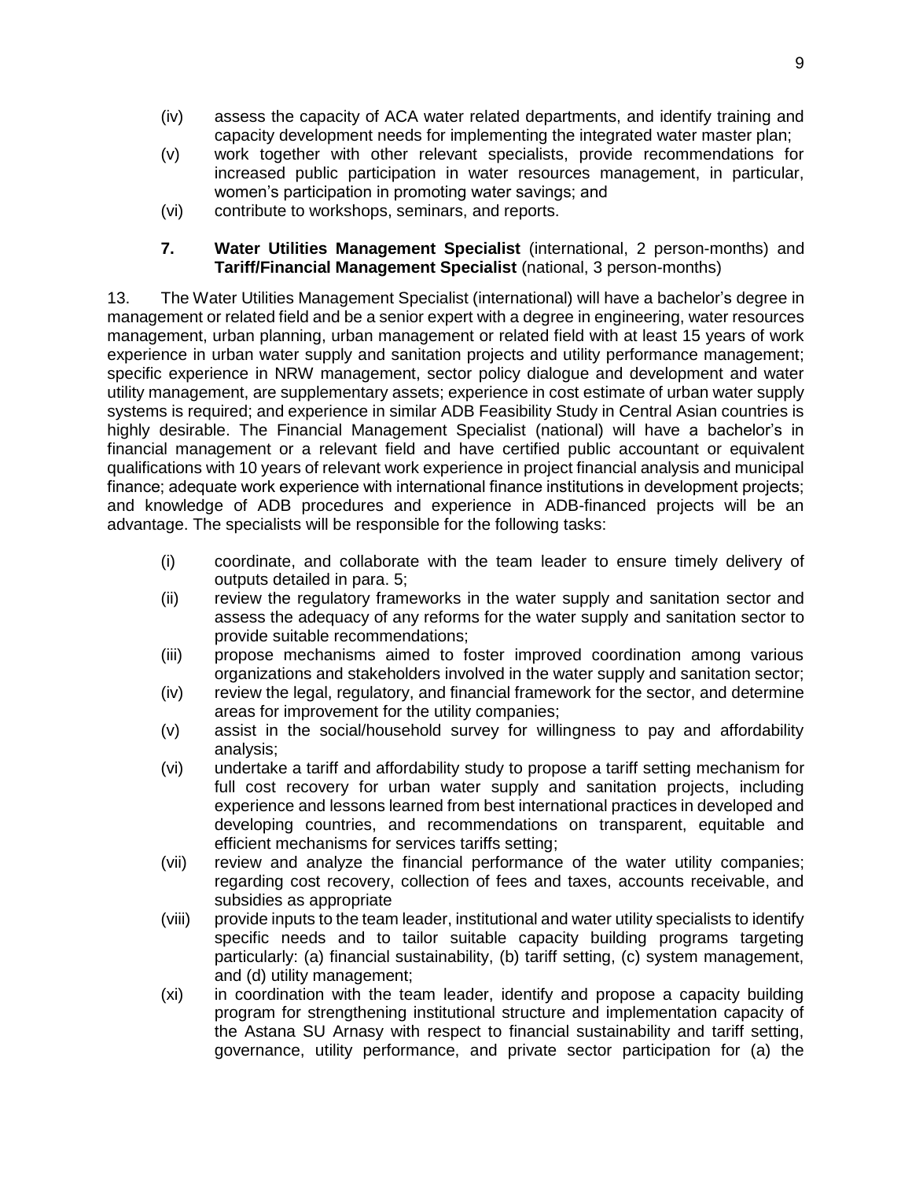(iv) assess the capacity of ACA water related departments, and identify training and capacity development needs for implementing the integrated water master plan;

(v) work together with other relevant specialists, provide recommendations for increased public participation in water resources management, in particular, women's participation in promoting water savings; and

(vi) contribute to workshops, seminars, and reports.

**7. Water Utilities Management Specialist** (international, 2 person-months) and **Tariff/Financial Management Specialist** (national, 3 person-months)

13. The Water Utilities Management Specialist (international) will have a bachelor's degree in management or related field and be a senior expert with a degree in engineering, water resources management, urban planning, urban management or related field with at least 15 years of work experience in urban water supply and sanitation projects and utility performance management; specific experience in NRW management, sector policy dialogue and development and water utility management, are supplementary assets; experience in cost estimate of urban water supply systems is required; and experience in similar ADB Feasibility Study in Central Asian countries is highly desirable. The Financial Management Specialist (national) will have a bachelor's in financial management or a relevant field and have certified public accountant or equivalent qualifications with 10 years of relevant work experience in project financial analysis and municipal finance; adequate work experience with international finance institutions in development projects; and knowledge of ADB procedures and experience in ADB-financed projects will be an advantage. The specialists will be responsible for the following tasks:

(i) coordinate, and collaborate with the team leader to ensure timely delivery of outputs detailed in para. 5;

(ii) review the regulatory frameworks in the water supply and sanitation sector and assess the adequacy of any reforms for the water supply and sanitation sector to provide suitable recommendations;

(iii) propose mechanisms aimed to foster improved coordination among various organizations and stakeholders involved in the water supply and sanitation sector;

(iv) review the legal, regulatory, and financial framework for the sector, and determine areas for improvement for the utility companies;

(v) assist in the social/household survey for willingness to pay and affordability analysis;

(vi) undertake a tariff and affordability study to propose a tariff setting mechanism for full cost recovery for urban water supply and sanitation projects, including experience and lessons learned from best international practices in developed and developing countries, and recommendations on transparent, equitable and efficient mechanisms for services tariffs setting;

(vii) review and analyze the financial performance of the water utility companies; regarding cost recovery, collection of fees and taxes, accounts receivable, and subsidies as appropriate

(viii) provide inputs to the team leader, institutional and water utility specialists to identify specific needs and to tailor suitable capacity building programs targeting particularly: (a) financial sustainability, (b) tariff setting, (c) system management, and (d) utility management;

(xi) in coordination with the team leader, identify and propose a capacity building program for strengthening institutional structure and implementation capacity of the Astana SU Arnasy with respect to financial sustainability and tariff setting, governance, utility performance, and private sector participation for (a) the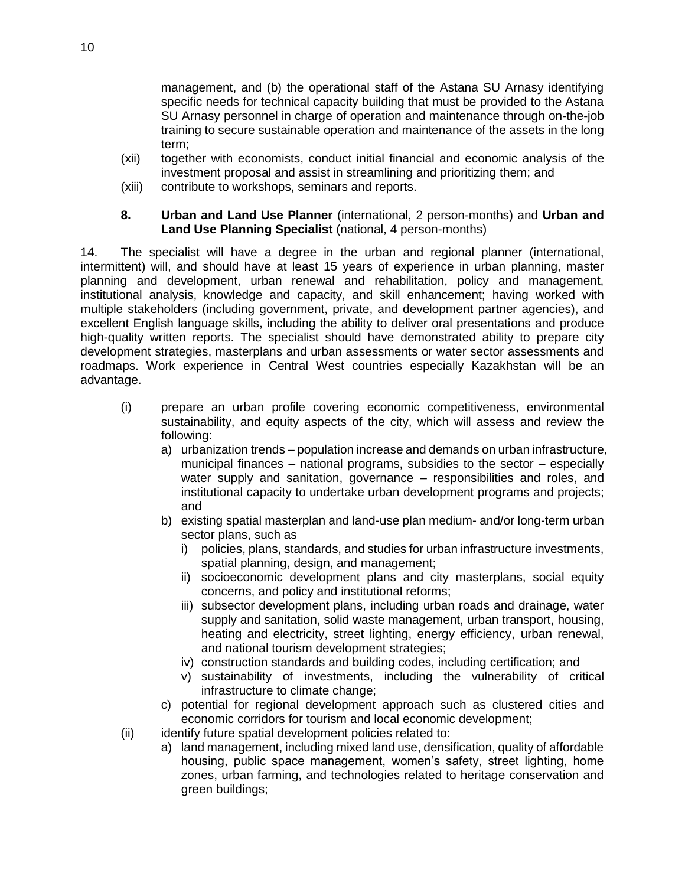management, and (b) the operational staff of the Astana SU Arnasy identifying specific needs for technical capacity building that must be provided to the Astana SU Arnasy personnel in charge of operation and maintenance through on-the-job training to secure sustainable operation and maintenance of the assets in the long term;

(xii) together with economists, conduct initial financial and economic analysis of the investment proposal and assist in streamlining and prioritizing them; and

(xiii) contribute to workshops, seminars and reports.

**8. Urban and Land Use Planner** (international, 2 person-months) and **Urban and Land Use Planning Specialist** (national, 4 person-months)

14. The specialist will have a degree in the urban and regional planner (international, intermittent) will, and should have at least 15 years of experience in urban planning, master planning and development, urban renewal and rehabilitation, policy and management, institutional analysis, knowledge and capacity, and skill enhancement; having worked with multiple stakeholders (including government, private, and development partner agencies), and excellent English language skills, including the ability to deliver oral presentations and produce high-quality written reports. The specialist should have demonstrated ability to prepare city development strategies, masterplans and urban assessments or water sector assessments and roadmaps. Work experience in Central West countries especially Kazakhstan will be an advantage.

(i) prepare an urban profile covering economic competitiveness, environmental sustainability, and equity aspects of the city, which will assess and review the following:

   a) urbanization trends – population increase and demands on urban infrastructure, municipal finances – national programs, subsidies to the sector – especially water supply and sanitation, governance – responsibilities and roles, and institutional capacity to undertake urban development programs and projects; and

   b) existing spatial masterplan and land-use plan medium- and/or long-term urban sector plans, such as

      i) policies, plans, standards, and studies for urban infrastructure investments, spatial planning, design, and management;

      ii) socioeconomic development plans and city masterplans, social equity concerns, and policy and institutional reforms;

      iii) subsector development plans, including urban roads and drainage, water supply and sanitation, solid waste management, urban transport, housing, heating and electricity, street lighting, energy efficiency, urban renewal, and national tourism development strategies;

      iv) construction standards and building codes, including certification; and

      v) sustainability of investments, including the vulnerability of critical infrastructure to climate change;

   c) potential for regional development approach such as clustered cities and economic corridors for tourism and local economic development;

(ii) identify future spatial development policies related to:

   a) land management, including mixed land use, densification, quality of affordable housing, public space management, women's safety, street lighting, home zones, urban farming, and technologies related to heritage conservation and green buildings;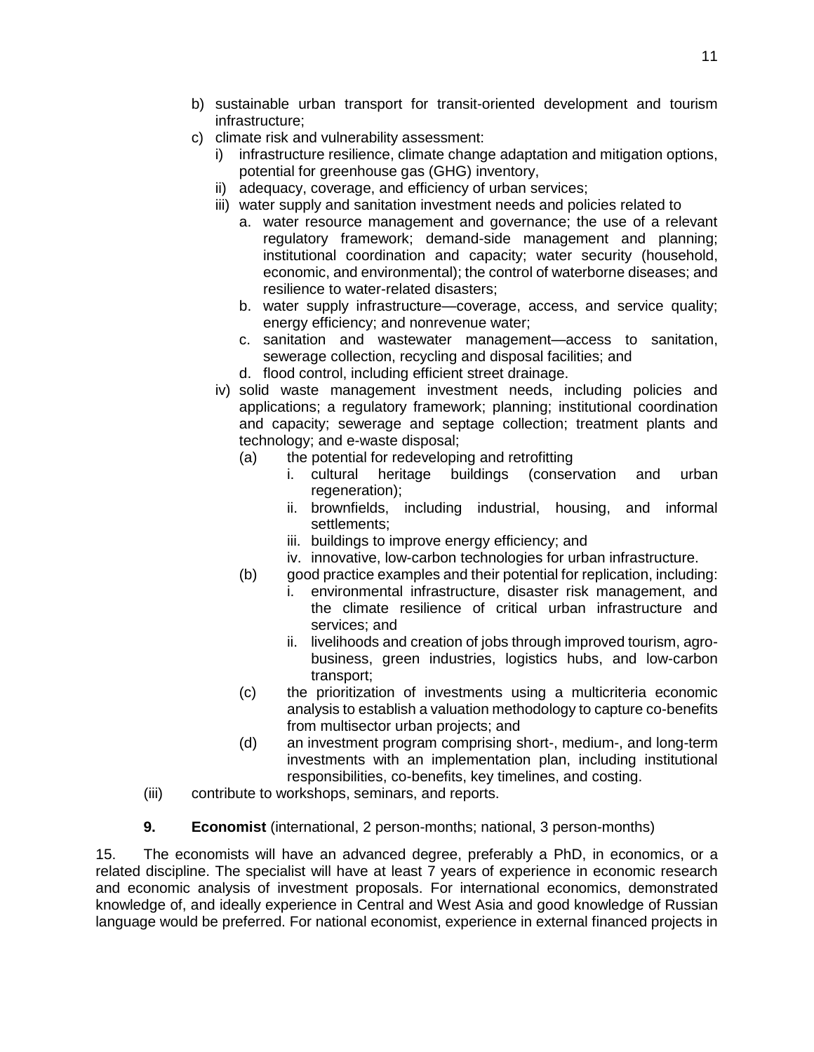b) sustainable urban transport for transit-oriented development and tourism infrastructure;
c) climate risk and vulnerability assessment:
    i) infrastructure resilience, climate change adaptation and mitigation options, potential for greenhouse gas (GHG) inventory,
    ii) adequacy, coverage, and efficiency of urban services;
    iii) water supply and sanitation investment needs and policies related to
        a. water resource management and governance; the use of a relevant regulatory framework; demand-side management and planning; institutional coordination and capacity; water security (household, economic, and environmental); the control of waterborne diseases; and resilience to water-related disasters;
        b. water supply infrastructure—coverage, access, and service quality; energy efficiency; and nonrevenue water;
        c. sanitation and wastewater management—access to sanitation, sewerage collection, recycling and disposal facilities; and
        d. flood control, including efficient street drainage.
    iv) solid waste management investment needs, including policies and applications; a regulatory framework; planning; institutional coordination and capacity; sewerage and septage collection; treatment plants and technology; and e-waste disposal;
        (a) the potential for redeveloping and retrofitting
            i. cultural heritage buildings (conservation and urban regeneration);
            ii. brownfields, including industrial, housing, and informal settlements;
            iii. buildings to improve energy efficiency; and
            iv. innovative, low-carbon technologies for urban infrastructure.
        (b) good practice examples and their potential for replication, including:
            i. environmental infrastructure, disaster risk management, and the climate resilience of critical urban infrastructure and services; and
            ii. livelihoods and creation of jobs through improved tourism, agro-business, green industries, logistics hubs, and low-carbon transport;
        (c) the prioritization of investments using a multicriteria economic analysis to establish a valuation methodology to capture co-benefits from multisector urban projects; and
        (d) an investment program comprising short-, medium-, and long-term investments with an implementation plan, including institutional responsibilities, co-benefits, key timelines, and costing.

(iii) contribute to workshops, seminars, and reports.

**9. Economist** (international, 2 person-months; national, 3 person-months)

15. The economists will have an advanced degree, preferably a PhD, in economics, or a related discipline. The specialist will have at least 7 years of experience in economic research and economic analysis of investment proposals. For international economics, demonstrated knowledge of, and ideally experience in Central and West Asia and good knowledge of Russian language would be preferred. For national economist, experience in external financed projects in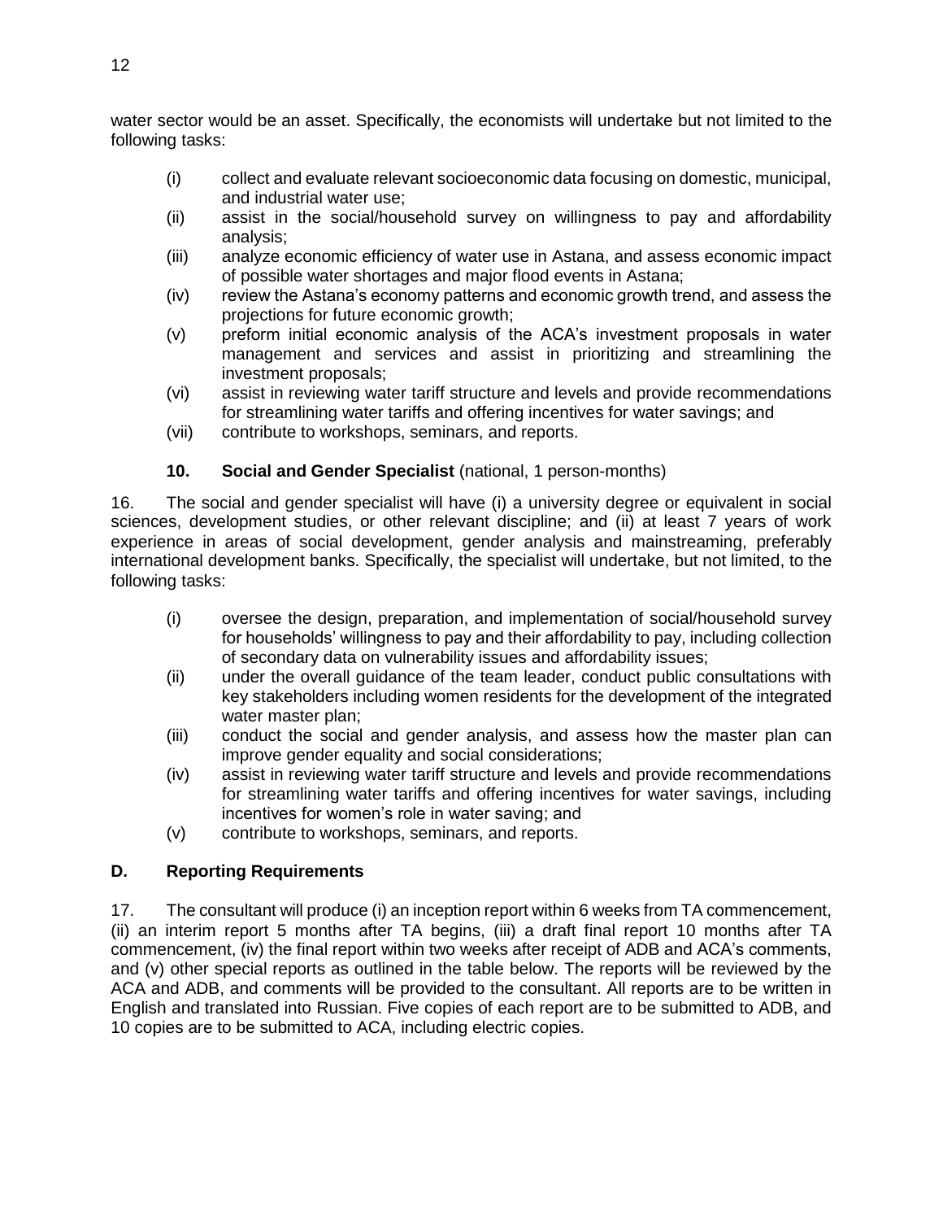water sector would be an asset. Specifically, the economists will undertake but not limited to the following tasks:

- (i) collect and evaluate relevant socioeconomic data focusing on domestic, municipal, and industrial water use;
- (ii) assist in the social/household survey on willingness to pay and affordability analysis;
- (iii) analyze economic efficiency of water use in Astana, and assess economic impact of possible water shortages and major flood events in Astana;
- (iv) review the Astana's economy patterns and economic growth trend, and assess the projections for future economic growth;
- (v) preform initial economic analysis of the ACA's investment proposals in water management and services and assist in prioritizing and streamlining the investment proposals;
- (vi) assist in reviewing water tariff structure and levels and provide recommendations for streamlining water tariffs and offering incentives for water savings; and
- (vii) contribute to workshops, seminars, and reports.

### 10. Social and Gender Specialist (national, 1 person-months)

16. The social and gender specialist will have (i) a university degree or equivalent in social sciences, development studies, or other relevant discipline; and (ii) at least 7 years of work experience in areas of social development, gender analysis and mainstreaming, preferably international development banks. Specifically, the specialist will undertake, but not limited, to the following tasks:

- (i) oversee the design, preparation, and implementation of social/household survey for households' willingness to pay and their affordability to pay, including collection of secondary data on vulnerability issues and affordability issues;
- (ii) under the overall guidance of the team leader, conduct public consultations with key stakeholders including women residents for the development of the integrated water master plan;
- (iii) conduct the social and gender analysis, and assess how the master plan can improve gender equality and social considerations;
- (iv) assist in reviewing water tariff structure and levels and provide recommendations for streamlining water tariffs and offering incentives for water savings, including incentives for women's role in water saving; and
- (v) contribute to workshops, seminars, and reports.

## D. Reporting Requirements

17. The consultant will produce (i) an inception report within 6 weeks from TA commencement, (ii) an interim report 5 months after TA begins, (iii) a draft final report 10 months after TA commencement, (iv) the final report within two weeks after receipt of ADB and ACA's comments, and (v) other special reports as outlined in the table below. The reports will be reviewed by the ACA and ADB, and comments will be provided to the consultant. All reports are to be written in English and translated into Russian. Five copies of each report are to be submitted to ADB, and 10 copies are to be submitted to ACA, including electric copies.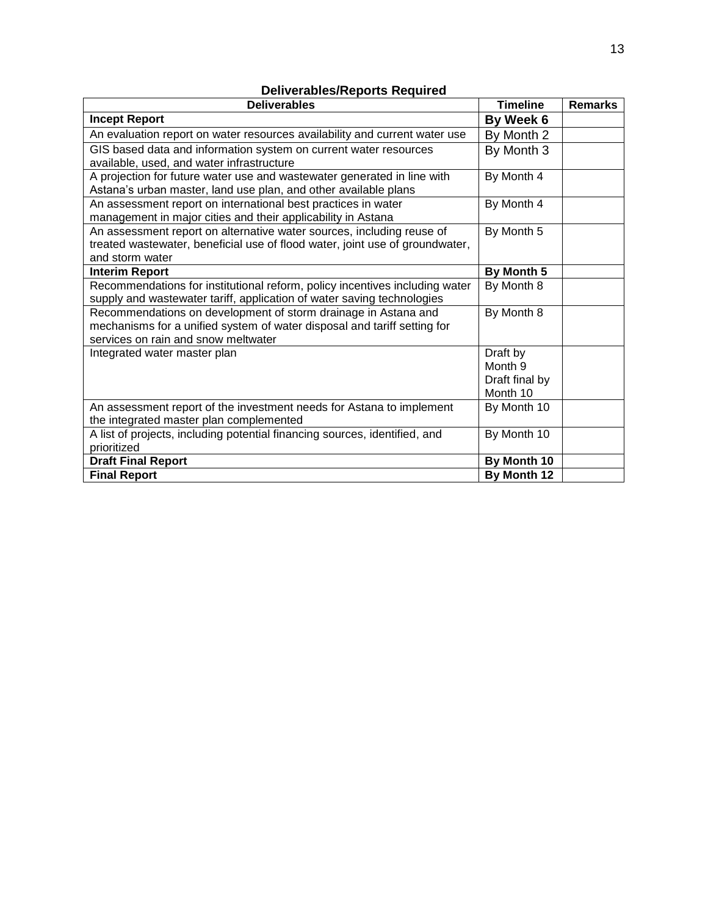**Deliverables/Reports Required**

| Deliverables | Timeline | Remarks |
|---|---|---|
| **Incept Report** | **By Week 6** | |
| An evaluation report on water resources availability and current water use | By Month 2 | |
| GIS based data and information system on current water resources available, used, and water infrastructure | By Month 3 | |
| A projection for future water use and wastewater generated in line with Astana's urban master, land use plan, and other available plans | By Month 4 | |
| An assessment report on international best practices in water management in major cities and their applicability in Astana | By Month 4 | |
| An assessment report on alternative water sources, including reuse of treated wastewater, beneficial use of flood water, joint use of groundwater, and storm water | By Month 5 | |
| **Interim Report** | **By Month 5** | |
| Recommendations for institutional reform, policy incentives including water supply and wastewater tariff, application of water saving technologies | By Month 8 | |
| Recommendations on development of storm drainage in Astana and mechanisms for a unified system of water disposal and tariff setting for services on rain and snow meltwater | By Month 8 | |
| Integrated water master plan | Draft by Month 9<br>Draft final by Month 10 | |
| An assessment report of the investment needs for Astana to implement the integrated master plan complemented | By Month 10 | |
| A list of projects, including potential financing sources, identified, and prioritized | By Month 10 | |
| **Draft Final Report** | **By Month 10** | |
| **Final Report** | **By Month 12** | |